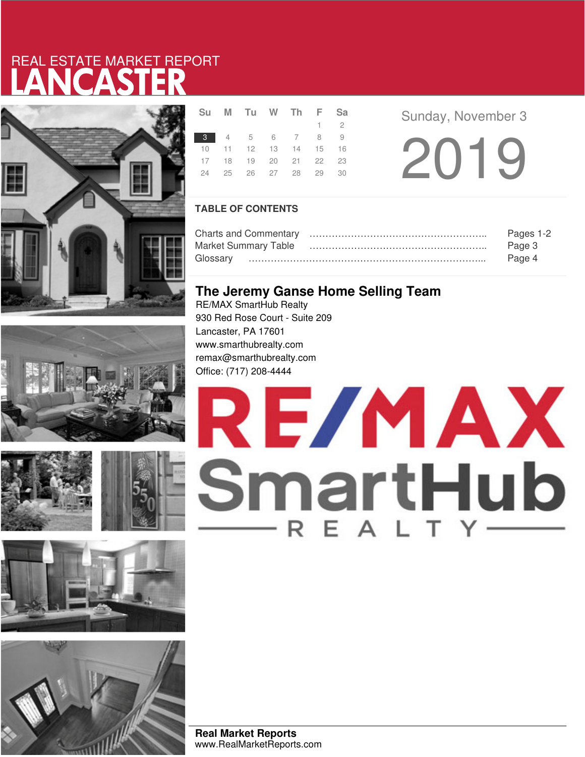REAL ESTATE MARKET REPORT

# LANCASTER

| Su | M | Tu | W | Th | F | Sa |
|---|---|---|---|---|---|---|
| | | | | | 1 | 2 |
| 3 | 4 | 5 | 6 | 7 | 8 | 9 |
| 10 | 11 | 12 | 13 | 14 | 15 | 16 |
| 17 | 18 | 19 | 20 | 21 | 22 | 23 |
| 24 | 25 | 26 | 27 | 28 | 29 | 30 |

Sunday, November 3

2019

## TABLE OF CONTENTS

Charts and Commentary ……………………………………………….. Pages 1-2

Market Summary Table ……………………………………………….. Page 3

Glossary ………………………………………………………………….. Page 4

## The Jeremy Ganse Home Selling Team

RE/MAX SmartHub Realty

930 Red Rose Court - Suite 209

Lancaster, PA 17601

www.smarthubrealty.com

remax@smarthubrealty.com

Office: (717) 208-4444

RE/MAX SmartHub REALTY

**Real Market Reports**

www.RealMarketReports.com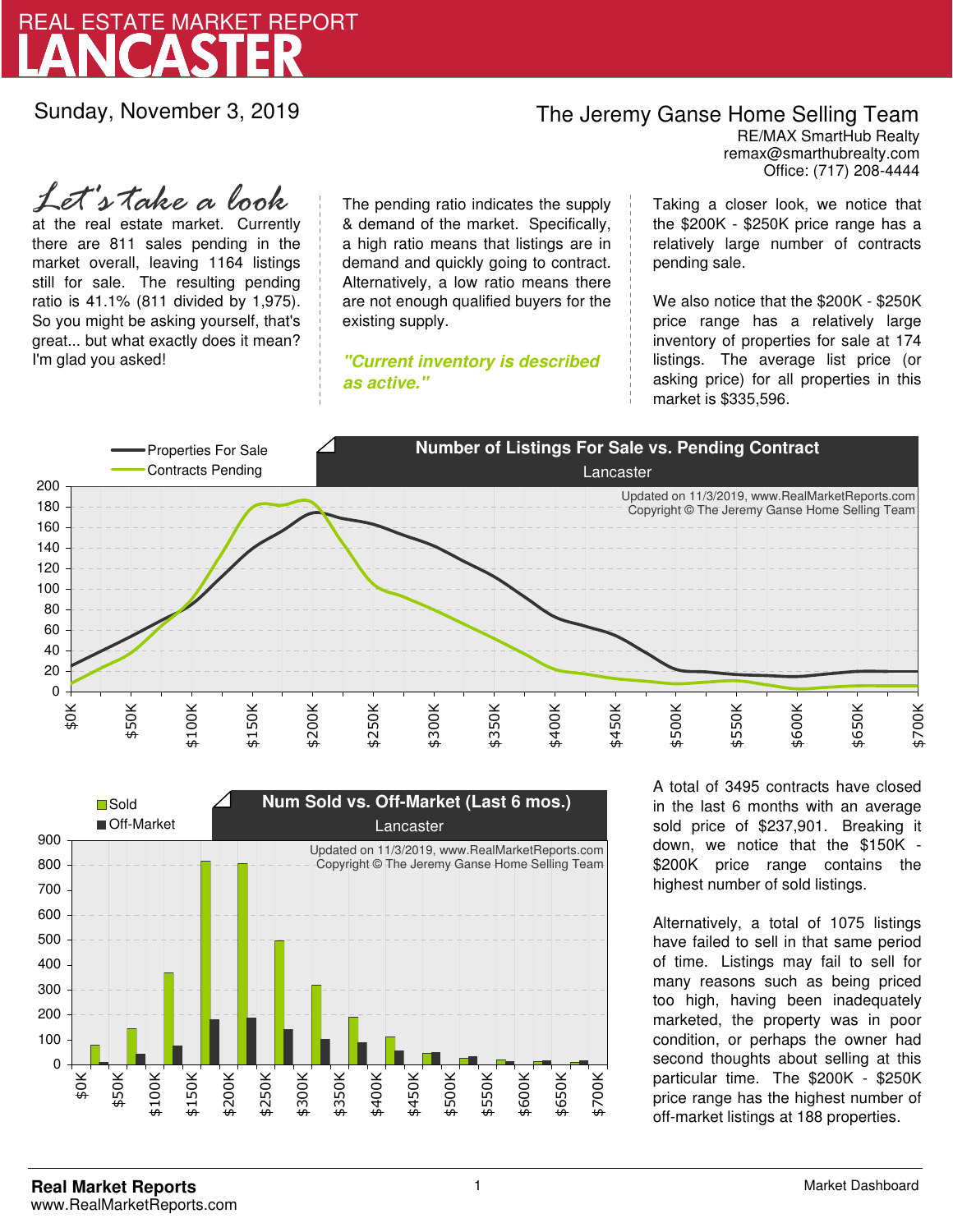# REAL ESTATE MARKET REPORT
# LANCASTER

Sunday, November 3, 2019

## The Jeremy Ganse Home Selling Team

RE/MAX SmartHub Realty
remax@smarthubrealty.com
Office: (717) 208-4444

*Let's take a look* at the real estate market. Currently there are 811 sales pending in the market overall, leaving 1164 listings still for sale. The resulting pending ratio is 41.1% (811 divided by 1,975). So you might be asking yourself, that's great... but what exactly does it mean? I'm glad you asked!

The pending ratio indicates the supply & demand of the market. Specifically, a high ratio means that listings are in demand and quickly going to contract. Alternatively, a low ratio means there are not enough qualified buyers for the existing supply.

***"Current inventory is described as active."***

Taking a closer look, we notice that the $200K - $250K price range has a relatively large number of contracts pending sale.

We also notice that the $200K - $250K price range has a relatively large inventory of properties for sale at 174 listings. The average list price (or asking price) for all properties in this market is $335,596.

**Number of Listings For Sale vs. Pending Contract**
Lancaster

Properties For Sale
Contracts Pending

Updated on 11/3/2019, www.RealMarketReports.com
Copyright © The Jeremy Ganse Home Selling Team

**Num Sold vs. Off-Market (Last 6 mos.)**
Lancaster

Sold
Off-Market

Updated on 11/3/2019, www.RealMarketReports.com
Copyright © The Jeremy Ganse Home Selling Team

A total of 3495 contracts have closed in the last 6 months with an average sold price of $237,901. Breaking it down, we notice that the $150K - $200K price range contains the highest number of sold listings.

Alternatively, a total of 1075 listings have failed to sell in that same period of time. Listings may fail to sell for many reasons such as being priced too high, having been inadequately marketed, the property was in poor condition, or perhaps the owner had second thoughts about selling at this particular time. The $200K - $250K price range has the highest number of off-market listings at 188 properties.

**Real Market Reports**
www.RealMarketReports.com

Market Dashboard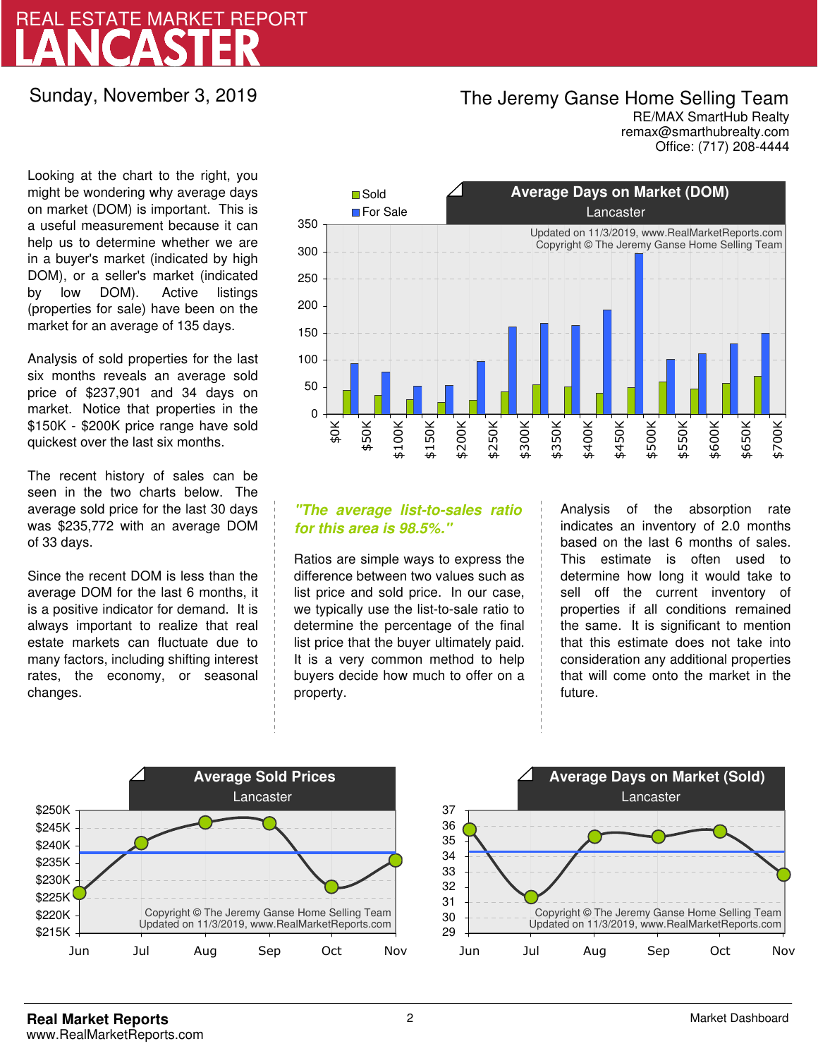# REAL ESTATE MARKET REPORT
# LANCASTER

Sunday, November 3, 2019

**The Jeremy Ganse Home Selling Team**
RE/MAX SmartHub Realty
remax@smarthubrealty.com
Office: (717) 208-4444

Looking at the chart to the right, you might be wondering why average days on market (DOM) is important. This is a useful measurement because it can help us to determine whether we are in a buyer's market (indicated by high DOM), or a seller's market (indicated by low DOM). Active listings (properties for sale) have been on the market for an average of 135 days.

Analysis of sold properties for the last six months reveals an average sold price of $237,901 and 34 days on market. Notice that properties in the $150K - $200K price range have sold quickest over the last six months.

The recent history of sales can be seen in the two charts below. The average sold price for the last 30 days was $235,772 with an average DOM of 33 days.

Since the recent DOM is less than the average DOM for the last 6 months, it is a positive indicator for demand. It is always important to realize that real estate markets can fluctuate due to many factors, including shifting interest rates, the economy, or seasonal changes.

**Average Days on Market (DOM)**
Lancaster

Updated on 11/3/2019, www.RealMarketReports.com
Copyright © The Jeremy Ganse Home Selling Team

*"The average list-to-sales ratio for this area is 98.5%."*

Ratios are simple ways to express the difference between two values such as list price and sold price. In our case, we typically use the list-to-sale ratio to determine the percentage of the final list price that the buyer ultimately paid. It is a very common method to help buyers decide how much to offer on a property.

Analysis of the absorption rate indicates an inventory of 2.0 months based on the last 6 months of sales. This estimate is often used to determine how long it would take to sell off the current inventory of properties if all conditions remained the same. It is significant to mention that this estimate does not take into consideration any additional properties that will come onto the market in the future.

**Average Sold Prices**
Lancaster

Copyright © The Jeremy Ganse Home Selling Team
Updated on 11/3/2019, www.RealMarketReports.com

**Average Days on Market (Sold)**
Lancaster

Copyright © The Jeremy Ganse Home Selling Team
Updated on 11/3/2019, www.RealMarketReports.com

**Real Market Reports**
www.RealMarketReports.com

Market Dashboard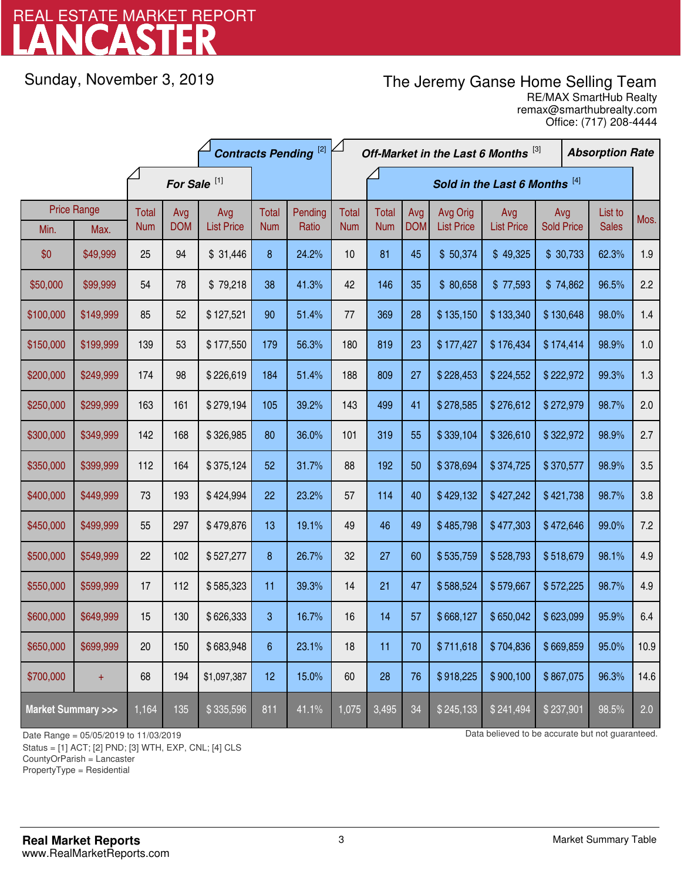# REAL ESTATE MARKET REPORT
# LANCASTER

Sunday, November 3, 2019

**The Jeremy Ganse Home Selling Team**
RE/MAX SmartHub Realty
remax@smarthubrealty.com
Office: (717) 208-4444

| Price Range | | For Sale [1] | | | Contracts Pending [2] | | Off-Market in the Last 6 Months [3] | Sold in the Last 6 Months [4] | | | | | | Absorption Rate |
|---|---|---|---|---|---|---|---|---|---|---|---|---|---|---|
| Min. | Max. | Total Num | Avg DOM | Avg List Price | Total Num | Pending Ratio | Total Num | Total Num | Avg DOM | Avg Orig List Price | Avg List Price | Avg Sold Price | List to Sales | Mos. |
| $0 | $49,999 | 25 | 94 | $ 31,446 | 8 | 24.2% | 10 | 81 | 45 | $ 50,374 | $ 49,325 | $ 30,733 | 62.3% | 1.9 |
| $50,000 | $99,999 | 54 | 78 | $ 79,218 | 38 | 41.3% | 42 | 146 | 35 | $ 80,658 | $ 77,593 | $ 74,862 | 96.5% | 2.2 |
| $100,000 | $149,999 | 85 | 52 | $ 127,521 | 90 | 51.4% | 77 | 369 | 28 | $ 135,150 | $ 133,340 | $ 130,648 | 98.0% | 1.4 |
| $150,000 | $199,999 | 139 | 53 | $ 177,550 | 179 | 56.3% | 180 | 819 | 23 | $ 177,427 | $ 176,434 | $ 174,414 | 98.9% | 1.0 |
| $200,000 | $249,999 | 174 | 98 | $ 226,619 | 184 | 51.4% | 188 | 809 | 27 | $ 228,453 | $ 224,552 | $ 222,972 | 99.3% | 1.3 |
| $250,000 | $299,999 | 163 | 161 | $ 279,194 | 105 | 39.2% | 143 | 499 | 41 | $ 278,585 | $ 276,612 | $ 272,979 | 98.7% | 2.0 |
| $300,000 | $349,999 | 142 | 168 | $ 326,985 | 80 | 36.0% | 101 | 319 | 55 | $ 339,104 | $ 326,610 | $ 322,972 | 98.9% | 2.7 |
| $350,000 | $399,999 | 112 | 164 | $ 375,124 | 52 | 31.7% | 88 | 192 | 50 | $ 378,694 | $ 374,725 | $ 370,577 | 98.9% | 3.5 |
| $400,000 | $449,999 | 73 | 193 | $ 424,994 | 22 | 23.2% | 57 | 114 | 40 | $ 429,132 | $ 427,242 | $ 421,738 | 98.7% | 3.8 |
| $450,000 | $499,999 | 55 | 297 | $ 479,876 | 13 | 19.1% | 49 | 46 | 49 | $ 485,798 | $ 477,303 | $ 472,646 | 99.0% | 7.2 |
| $500,000 | $549,999 | 22 | 102 | $ 527,277 | 8 | 26.7% | 32 | 27 | 60 | $ 535,759 | $ 528,793 | $ 518,679 | 98.1% | 4.9 |
| $550,000 | $599,999 | 17 | 112 | $ 585,323 | 11 | 39.3% | 14 | 21 | 47 | $ 588,524 | $ 579,667 | $ 572,225 | 98.7% | 4.9 |
| $600,000 | $649,999 | 15 | 130 | $ 626,333 | 3 | 16.7% | 16 | 14 | 57 | $ 668,127 | $ 650,042 | $ 623,099 | 95.9% | 6.4 |
| $650,000 | $699,999 | 20 | 150 | $ 683,948 | 6 | 23.1% | 18 | 11 | 70 | $ 711,618 | $ 704,836 | $ 669,859 | 95.0% | 10.9 |
| $700,000 | + | 68 | 194 | $1,097,387 | 12 | 15.0% | 60 | 28 | 76 | $ 918,225 | $ 900,100 | $ 867,075 | 96.3% | 14.6 |
| **Market Summary >>>** | | 1,164 | 135 | $ 335,596 | 811 | 41.1% | 1,075 | 3,495 | 34 | $ 245,133 | $ 241,494 | $ 237,901 | 98.5% | 2.0 |

Date Range = 05/05/2019 to 11/03/2019
Status = [1] ACT; [2] PND; [3] WTH, EXP, CNL; [4] CLS
CountyOrParish = Lancaster
PropertyType = Residential

Data believed to be accurate but not guaranteed.

**Real Market Reports**
www.RealMarketReports.com

Market Summary Table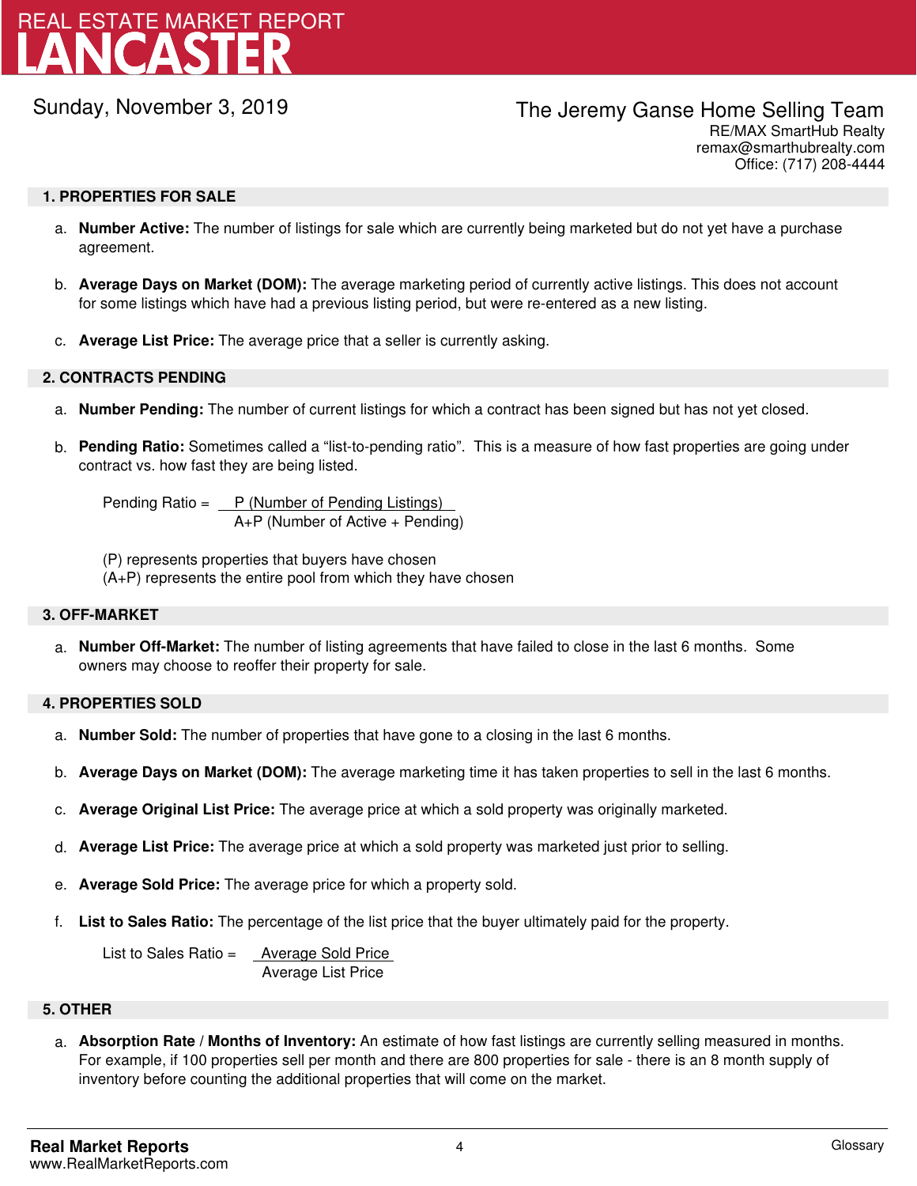# LANCASTER REAL ESTATE MARKET REPORT

Sunday, November 3, 2019

The Jeremy Ganse Home Selling Team
RE/MAX SmartHub Realty
remax@smarthubrealty.com
Office: (717) 208-4444

## 1. PROPERTIES FOR SALE

a. **Number Active:** The number of listings for sale which are currently being marketed but do not yet have a purchase agreement.

b. **Average Days on Market (DOM):** The average marketing period of currently active listings. This does not account for some listings which have had a previous listing period, but were re-entered as a new listing.

c. **Average List Price:** The average price that a seller is currently asking.

## 2. CONTRACTS PENDING

a. **Number Pending:** The number of current listings for which a contract has been signed but has not yet closed.

b. **Pending Ratio:** Sometimes called a "list-to-pending ratio". This is a measure of how fast properties are going under contract vs. how fast they are being listed.

$$\text{Pending Ratio} = \frac{\text{P (Number of Pending Listings)}}{\text{A+P (Number of Active + Pending)}}$$

(P) represents properties that buyers have chosen
(A+P) represents the entire pool from which they have chosen

## 3. OFF-MARKET

a. **Number Off-Market:** The number of listing agreements that have failed to close in the last 6 months. Some owners may choose to reoffer their property for sale.

## 4. PROPERTIES SOLD

a. **Number Sold:** The number of properties that have gone to a closing in the last 6 months.

b. **Average Days on Market (DOM):** The average marketing time it has taken properties to sell in the last 6 months.

c. **Average Original List Price:** The average price at which a sold property was originally marketed.

d. **Average List Price:** The average price at which a sold property was marketed just prior to selling.

e. **Average Sold Price:** The average price for which a property sold.

f. **List to Sales Ratio:** The percentage of the list price that the buyer ultimately paid for the property.

$$\text{List to Sales Ratio} = \frac{\text{Average Sold Price}}{\text{Average List Price}}$$

## 5. OTHER

a. **Absorption Rate / Months of Inventory:** An estimate of how fast listings are currently selling measured in months. For example, if 100 properties sell per month and there are 800 properties for sale - there is an 8 month supply of inventory before counting the additional properties that will come on the market.

**Real Market Reports**
www.RealMarketReports.com

Glossary